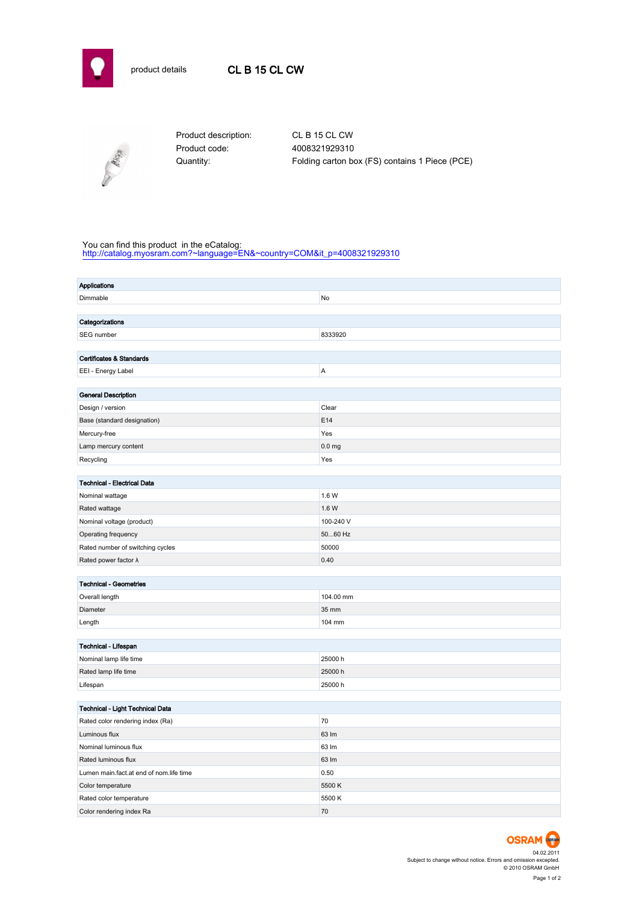# product details CL B 15 CL CW

| | |
|---|---|
| Product description: | CL B 15 CL CW |
| Product code: | 4008321929310 |
| Quantity: | Folding carton box (FS) contains 1 Piece (PCE) |

You can find this product in the eCatalog:
http://catalog.myosram.com?~language=EN&~country=COM&it_p=4008321929310

| **Applications** | |
|---|---|
| Dimmable | No |

| **Categorizations** | |
|---|---|
| SEG number | 8333920 |

| **Certificates & Standards** | |
|---|---|
| EEI - Energy Label | A |

| **General Description** | |
|---|---|
| Design / version | Clear |
| Base (standard designation) | E14 |
| Mercury-free | Yes |
| Lamp mercury content | 0.0 mg |
| Recycling | Yes |

| **Technical - Electrical Data** | |
|---|---|
| Nominal wattage | 1.6 W |
| Rated wattage | 1.6 W |
| Nominal voltage (product) | 100-240 V |
| Operating frequency | 50...60 Hz |
| Rated number of switching cycles | 50000 |
| Rated power factor λ | 0.40 |

| **Technical - Geometries** | |
|---|---|
| Overall length | 104.00 mm |
| Diameter | 35 mm |
| Length | 104 mm |

| **Technical - Lifespan** | |
|---|---|
| Nominal lamp life time | 25000 h |
| Rated lamp life time | 25000 h |
| Lifespan | 25000 h |

| **Technical - Light Technical Data** | |
|---|---|
| Rated color rendering index (Ra) | 70 |
| Luminous flux | 63 lm |
| Nominal luminous flux | 63 lm |
| Rated luminous flux | 63 lm |
| Lumen main.fact.at end of nom.life time | 0.50 |
| Color temperature | 5500 K |
| Rated color temperature | 5500 K |
| Color rendering index Ra | 70 |

OSRAM

04.02.2011
Subject to change without notice. Errors and omission excepted.
© 2010 OSRAM GmbH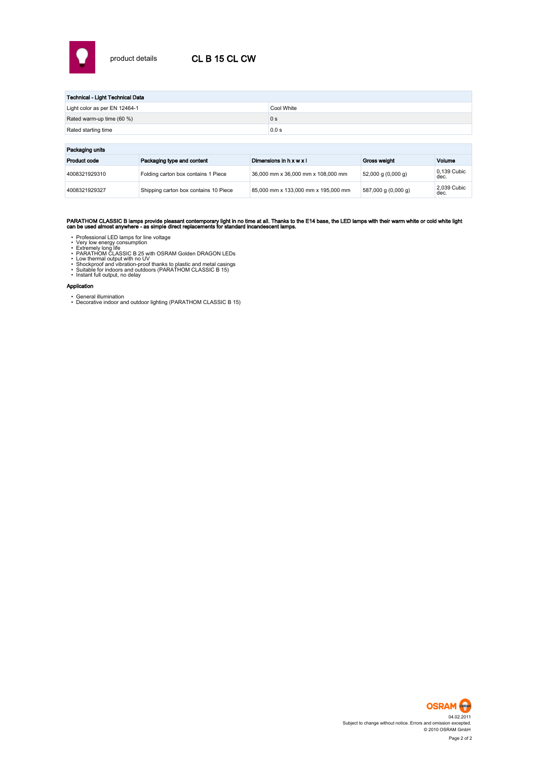product details **CL B 15 CL CW**

| Technical - Light Technical Data | |
|---|---|
| Light color as per EN 12464-1 | Cool White |
| Rated warm-up time (60 %) | 0 s |
| Rated starting time | 0.0 s |

**Packaging units**

| Product code | Packaging type and content | Dimensions in h x w x l | Gross weight | Volume |
|---|---|---|---|---|
| 4008321929310 | Folding carton box contains 1 Piece | 36,000 mm x 36,000 mm x 108,000 mm | 52,000 g (0,000 g) | 0,139 Cubic dec. |
| 4008321929327 | Shipping carton box contains 10 Piece | 85,000 mm x 133,000 mm x 195,000 mm | 587,000 g (0,000 g) | 2,039 Cubic dec. |

**PARATHOM CLASSIC B lamps provide pleasant contemporary light in no time at all. Thanks to the E14 base, the LED lamps with their warm white or cold white light can be used almost anywhere - as simple direct replacements for standard incandescent lamps.**

- Professional LED lamps for line voltage
- Very low energy consumption
- Extremely long life
- PARATHOM CLASSIC B 25 with OSRAM Golden DRAGON LEDs
- Low thermal output with no UV
- Shockproof and vibration-proof thanks to plastic and metal casings
- Suitable for indoors and outdoors (PARATHOM CLASSIC B 15)
- Instant full output, no delay

**Application**

- General illumination
- Decorative indoor and outdoor lighting (PARATHOM CLASSIC B 15)

04.02.2011
Subject to change without notice. Errors and omission excepted.
© 2010 OSRAM GmbH